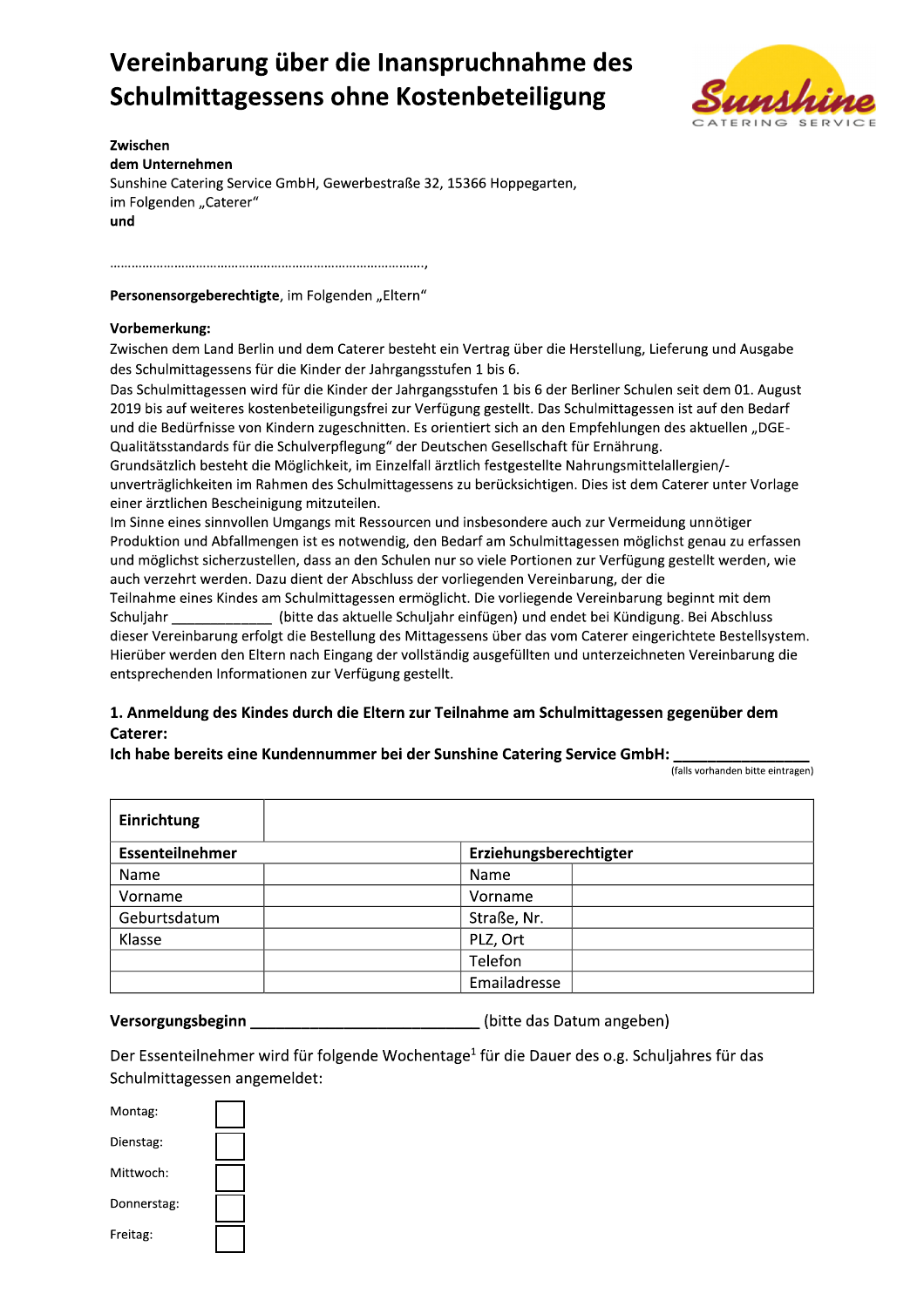# Vereinbarung über die Inanspruchnahme des Schulmittagessens ohne Kostenbeteiligung

**Zwischen**
**dem Unternehmen**
Sunshine Catering Service GmbH, Gewerbestraße 32, 15366 Hoppegarten,
im Folgenden „Caterer"
**und**

…………………………………………………………………………….,

**Personensorgeberechtigte**, im Folgenden „Eltern"

**Vorbemerkung:**
Zwischen dem Land Berlin und dem Caterer besteht ein Vertrag über die Herstellung, Lieferung und Ausgabe des Schulmittagessens für die Kinder der Jahrgangsstufen 1 bis 6.
Das Schulmittagessen wird für die Kinder der Jahrgangsstufen 1 bis 6 der Berliner Schulen seit dem 01. August 2019 bis auf weiteres kostenbeteiligungsfrei zur Verfügung gestellt. Das Schulmittagessen ist auf den Bedarf und die Bedürfnisse von Kindern zugeschnitten. Es orientiert sich an den Empfehlungen des aktuellen „DGE-Qualitätsstandards für die Schulverpflegung" der Deutschen Gesellschaft für Ernährung.
Grundsätzlich besteht die Möglichkeit, im Einzelfall ärztlich festgestellte Nahrungsmittelallergien/-unverträglichkeiten im Rahmen des Schulmittagessens zu berücksichtigen. Dies ist dem Caterer unter Vorlage einer ärztlichen Bescheinigung mitzuteilen.
Im Sinne eines sinnvollen Umgangs mit Ressourcen und insbesondere auch zur Vermeidung unnötiger Produktion und Abfallmengen ist es notwendig, den Bedarf am Schulmittagessen möglichst genau zu erfassen und möglichst sicherzustellen, dass an den Schulen nur so viele Portionen zur Verfügung gestellt werden, wie auch verzehrt werden. Dazu dient der Abschluss der vorliegenden Vereinbarung, der die Teilnahme eines Kindes am Schulmittagessen ermöglicht. Die vorliegende Vereinbarung beginnt mit dem Schuljahr _____________ (bitte das aktuelle Schuljahr einfügen) und endet bei Kündigung. Bei Abschluss dieser Vereinbarung erfolgt die Bestellung des Mittagessens über das vom Caterer eingerichtete Bestellsystem. Hierüber werden den Eltern nach Eingang der vollständig ausgefüllten und unterzeichneten Vereinbarung die entsprechenden Informationen zur Verfügung gestellt.

## 1. Anmeldung des Kindes durch die Eltern zur Teilnahme am Schulmittagessen gegenüber dem Caterer:

**Ich habe bereits eine Kundennummer bei der Sunshine Catering Service GmbH: _______________**
(falls vorhanden bitte eintragen)

| **Einrichtung** | | | |
|---|---|---|---|
| **Essenteilnehmer** | | **Erziehungsberechtigter** | |
| Name | | Name | |
| Vorname | | Vorname | |
| Geburtsdatum | | Straße, Nr. | |
| Klasse | | PLZ, Ort | |
| | | Telefon | |
| | | Emailadresse | |

**Versorgungsbeginn** ___________________________ (bitte das Datum angeben)

Der Essenteilnehmer wird für folgende Wochentage[1] für die Dauer des o.g. Schuljahres für das Schulmittagessen angemeldet:

Montag: ☐

Dienstag: ☐

Mittwoch: ☐

Donnerstag: ☐

Freitag: ☐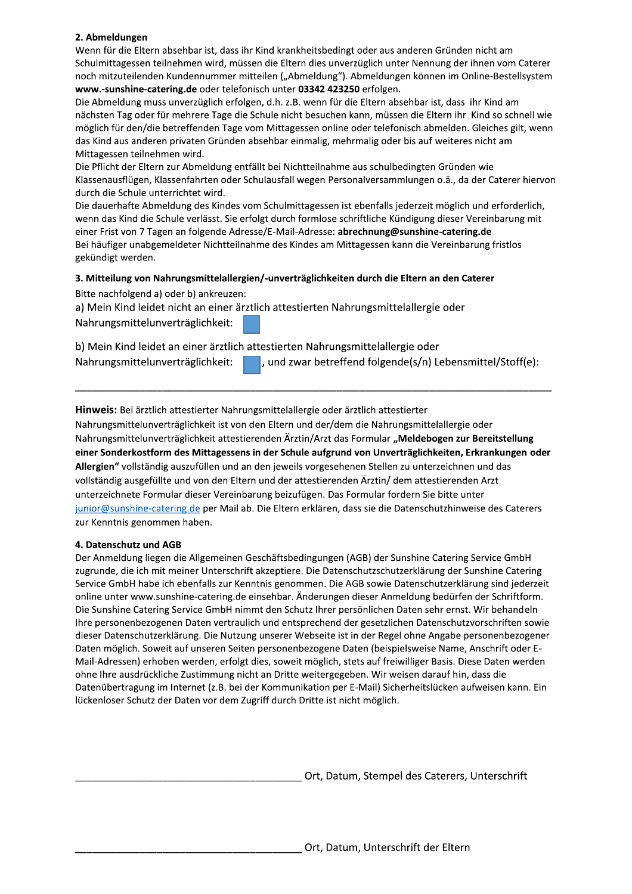**2. Abmeldungen**

Wenn für die Eltern absehbar ist, dass ihr Kind krankheitsbedingt oder aus anderen Gründen nicht am Schulmittagessen teilnehmen wird, müssen die Eltern dies unverzüglich unter Nennung der ihnen vom Caterer noch mitzuteilenden Kundennummer mitteilen („Abmeldung"). Abmeldungen können im Online-Bestellsystem **www.-sunshine-catering.de** oder telefonisch unter **03342 423250** erfolgen.

Die Abmeldung muss unverzüglich erfolgen, d.h. z.B. wenn für die Eltern absehbar ist, dass ihr Kind am nächsten Tag oder für mehrere Tage die Schule nicht besuchen kann, müssen die Eltern ihr Kind so schnell wie möglich für den/die betreffenden Tage vom Mittagessen online oder telefonisch abmelden. Gleiches gilt, wenn das Kind aus anderen privaten Gründen absehbar einmalig, mehrmalig oder bis auf weiteres nicht am Mittagessen teilnehmen wird.

Die Pflicht der Eltern zur Abmeldung entfällt bei Nichtteilnahme aus schulbedingten Gründen wie Klassenausflügen, Klassenfahrten oder Schulausfall wegen Personalversammlungen o.ä., da der Caterer hiervon durch die Schule unterrichtet wird.

Die dauerhafte Abmeldung des Kindes vom Schulmittagessen ist ebenfalls jederzeit möglich und erforderlich, wenn das Kind die Schule verlässt. Sie erfolgt durch formlose schriftliche Kündigung dieser Vereinbarung mit einer Frist von 7 Tagen an folgende Adresse/E-Mail-Adresse: **abrechnung@sunshine-catering.de**

Bei häufiger unabgemeldeter Nichtteilnahme des Kindes am Mittagessen kann die Vereinbarung fristlos gekündigt werden.

**3. Mitteilung von Nahrungsmittelallergien/-unverträglichkeiten durch die Eltern an den Caterer**

Bitte nachfolgend a) oder b) ankreuzen:

a) Mein Kind leidet nicht an einer ärztlich attestierten Nahrungsmittelallergie oder Nahrungsmittelunverträglichkeit: ☐

b) Mein Kind leidet an einer ärztlich attestierten Nahrungsmittelallergie oder Nahrungsmittelunverträglichkeit: ☐, und zwar betreffend folgende(s/n) Lebensmittel/Stoff(e):

______________________________________________________________________________

**Hinweis:** Bei ärztlich attestierter Nahrungsmittelallergie oder ärztlich attestierter Nahrungsmittelunverträglichkeit ist von den Eltern und der/dem die Nahrungsmittelallergie oder Nahrungsmittelunverträglichkeit attestierenden Ärztin/Arzt das Formular **„Meldebogen zur Bereitstellung einer Sonderkostform des Mittagessens in der Schule aufgrund von Unverträglichkeiten, Erkrankungen oder Allergien"** vollständig auszufüllen und an den jeweils vorgesehenen Stellen zu unterzeichnen und das vollständig ausgefüllte und von den Eltern und der attestierenden Ärztin/ dem attestierenden Arzt unterzeichnete Formular dieser Vereinbarung beizufügen. Das Formular fordern Sie bitte unter junior@sunshine-catering.de per Mail ab. Die Eltern erklären, dass sie die Datenschutzhinweise des Caterers zur Kenntnis genommen haben.

**4. Datenschutz und AGB**

Der Anmeldung liegen die Allgemeinen Geschäftsbedingungen (AGB) der Sunshine Catering Service GmbH zugrunde, die ich mit meiner Unterschrift akzeptiere. Die Datenschutzschutzerklärung der Sunshine Catering Service GmbH habe ich ebenfalls zur Kenntnis genommen. Die AGB sowie Datenschutzerklärung sind jederzeit online unter www.sunshine-catering.de einsehbar. Änderungen dieser Anmeldung bedürfen der Schriftform. Die Sunshine Catering Service GmbH nimmt den Schutz Ihrer persönlichen Daten sehr ernst. Wir behandeln Ihre personenbezogenen Daten vertraulich und entsprechend der gesetzlichen Datenschutzvorschriften sowie dieser Datenschutzerklärung. Die Nutzung unserer Webseite ist in der Regel ohne Angabe personenbezogener Daten möglich. Soweit auf unseren Seiten personenbezogene Daten (beispielsweise Name, Anschrift oder E-Mail-Adressen) erhoben werden, erfolgt dies, soweit möglich, stets auf freiwilliger Basis. Diese Daten werden ohne Ihre ausdrückliche Zustimmung nicht an Dritte weitergegeben. Wir weisen darauf hin, dass die Datenübertragung im Internet (z.B. bei der Kommunikation per E-Mail) Sicherheitslücken aufweisen kann. Ein lückenloser Schutz der Daten vor dem Zugriff durch Dritte ist nicht möglich.

_______________________________________ Ort, Datum, Stempel des Caterers, Unterschrift

_______________________________________ Ort, Datum, Unterschrift der Eltern